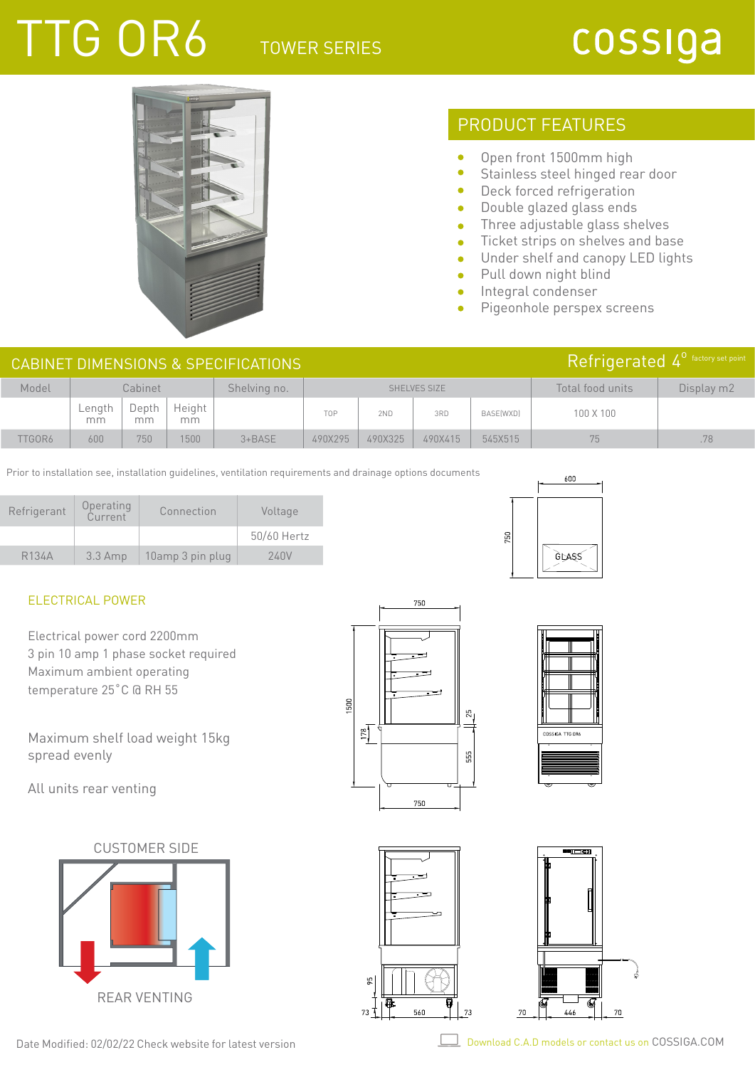# TTG OR6 TOWER SERIES

cossiga

## PRODUCT FEATURES

- Open front 1500mm high
- Stainless steel hinged rear door
- Deck forced refrigeration
- Double glazed glass ends
- Three adjustable glass shelves
- Ticket strips on shelves and base
- Under shelf and canopy LED lights
- Pull down night blind
- Integral condenser
- Pigeonhole perspex screens

## CABINET DIMENSIONS & SPECIFICATIONS

Refrigerated 4° factory set point

| Model | Cabinet | | | Shelving no. | SHELVES SIZE | | | | Total food units | Display m2 |
|---|---|---|---|---|---|---|---|---|---|---|
| | Length mm | Depth mm | Height mm | | TOP | 2ND | 3RD | BASE(WXD) | 100 X 100 | |
| TTGOR6 | 600 | 750 | 1500 | 3+BASE | 490X295 | 490X325 | 490X415 | 545X515 | 75 | .78 |

Prior to installation see, installation guidelines, ventilation requirements and drainage options documents

| Refrigerant | Operating Current | Connection | Voltage |
|---|---|---|---|
| | | | 50/60 Hertz |
| R134A | 3.3 Amp | 10amp 3 pin plug | 240V |

### ELECTRICAL POWER

Electrical power cord 2200mm
3 pin 10 amp 1 phase socket required
Maximum ambient operating temperature 25˚C @ RH 55

Maximum shelf load weight 15kg spread evenly

All units rear venting

CUSTOMER SIDE

REAR VENTING

Date Modified: 02/02/22 Check website for latest version

Download C.A.D models or contact us on COSSIGA.COM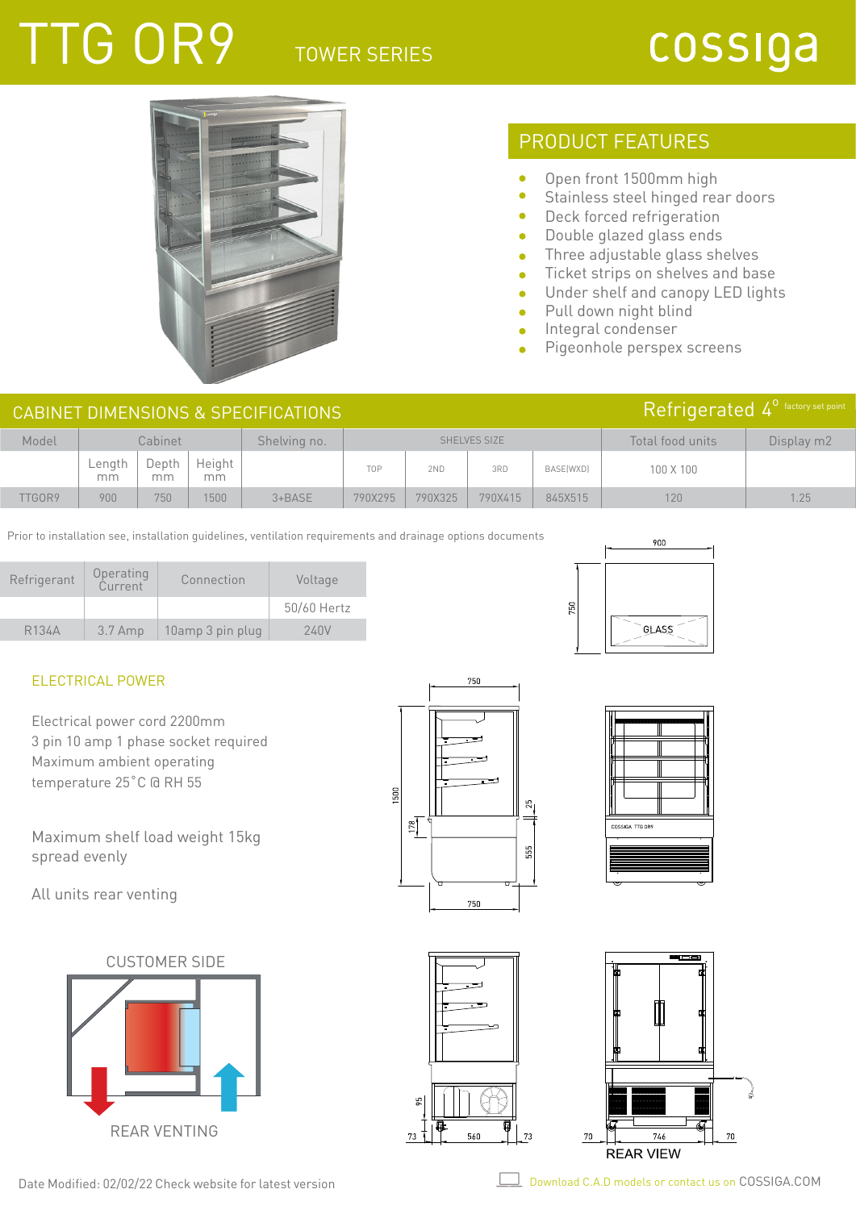# TTG OR9

TOWER SERIES

cossiga

## PRODUCT FEATURES

- Open front 1500mm high
- Stainless steel hinged rear doors
- Deck forced refrigeration
- Double glazed glass ends
- Three adjustable glass shelves
- Ticket strips on shelves and base
- Under shelf and canopy LED lights
- Pull down night blind
- Integral condenser
- Pigeonhole perspex screens

## CABINET DIMENSIONS & SPECIFICATIONS

Refrigerated 4° factory set point

| Model | Cabinet | | | Shelving no. | SHELVES SIZE | | | | Total food units | Display m2 |
|---|---|---|---|---|---|---|---|---|---|---|
| | Length mm | Depth mm | Height mm | | TOP | 2ND | 3RD | BASE(WXD) | 100 X 100 | |
| TTGOR9 | 900 | 750 | 1500 | 3+BASE | 790X295 | 790X325 | 790X415 | 845X515 | 120 | 1.25 |

Prior to installation see, installation guidelines, ventilation requirements and drainage options documents

| Refrigerant | Operating Current | Connection | Voltage |
|---|---|---|---|
| | | | 50/60 Hertz |
| R134A | 3.7 Amp | 10amp 3 pin plug | 240V |

### ELECTRICAL POWER

Electrical power cord 2200mm
3 pin 10 amp 1 phase socket required
Maximum ambient operating temperature 25˚C @ RH 55

Maximum shelf load weight 15kg spread evenly

All units rear venting

CUSTOMER SIDE

REAR VENTING

REAR VIEW

Date Modified: 02/02/22 Check website for latest version

Download C.A.D models or contact us on COSSIGA.COM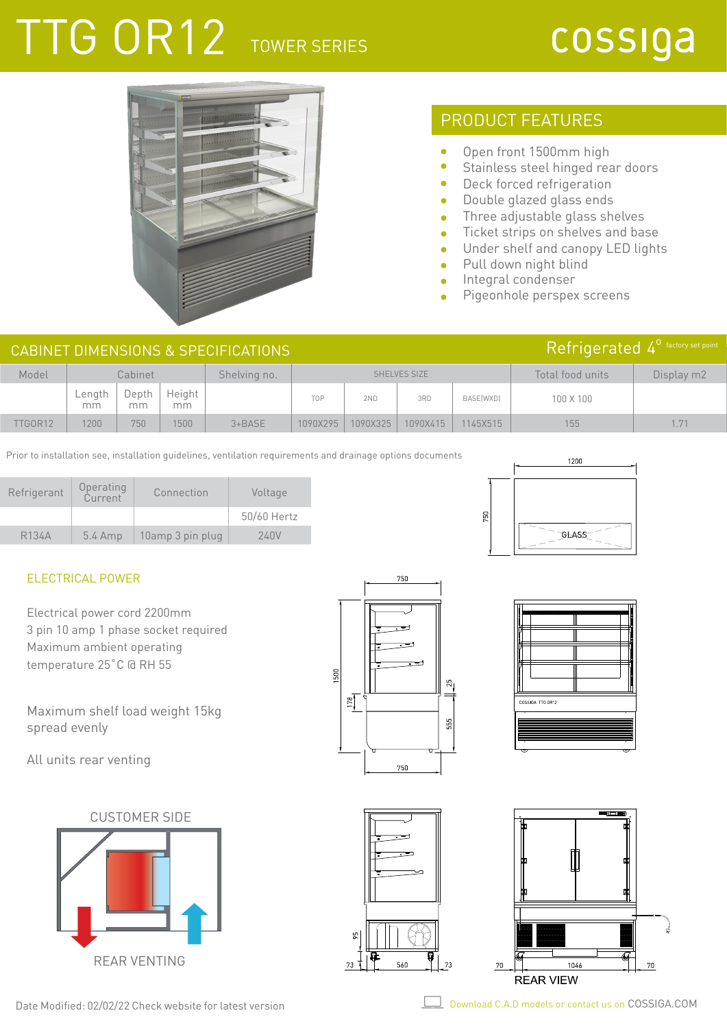# TTG OR12 TOWER SERIES

cossiga

## PRODUCT FEATURES

- Open front 1500mm high
- Stainless steel hinged rear doors
- Deck forced refrigeration
- Double glazed glass ends
- Three adjustable glass shelves
- Ticket strips on shelves and base
- Under shelf and canopy LED lights
- Pull down night blind
- Integral condenser
- Pigeonhole perspex screens

## CABINET DIMENSIONS & SPECIFICATIONS

Refrigerated 4° factory set point

| Model | Cabinet | | | Shelving no. | SHELVES SIZE | | | | Total food units | Display m2 |
|---|---|---|---|---|---|---|---|---|---|---|
| | Length mm | Depth mm | Height mm | | TOP | 2ND | 3RD | BASE(WXD) | 100 X 100 | |
| TTGOR12 | 1200 | 750 | 1500 | 3+BASE | 1090X295 | 1090X325 | 1090X415 | 1145X515 | 155 | 1.71 |

Prior to installation see, installation guidelines, ventilation requirements and drainage options documents

| Refrigerant | Operating Current | Connection | Voltage |
|---|---|---|---|
| | | | 50/60 Hertz |
| R134A | 5.4 Amp | 10amp 3 pin plug | 240V |

### ELECTRICAL POWER

Electrical power cord 2200mm
3 pin 10 amp 1 phase socket required
Maximum ambient operating temperature 25˚C @ RH 55

Maximum shelf load weight 15kg spread evenly

All units rear venting

CUSTOMER SIDE

REAR VENTING

1200
750
GLASS
750
1500
178
25
555
750
COSSIGA TTG OR12
95
73
560
73
70
1046
70
REAR VIEW

Date Modified: 02/02/22 Check website for latest version

Download C.A.D models or contact us on COSSIGA.COM